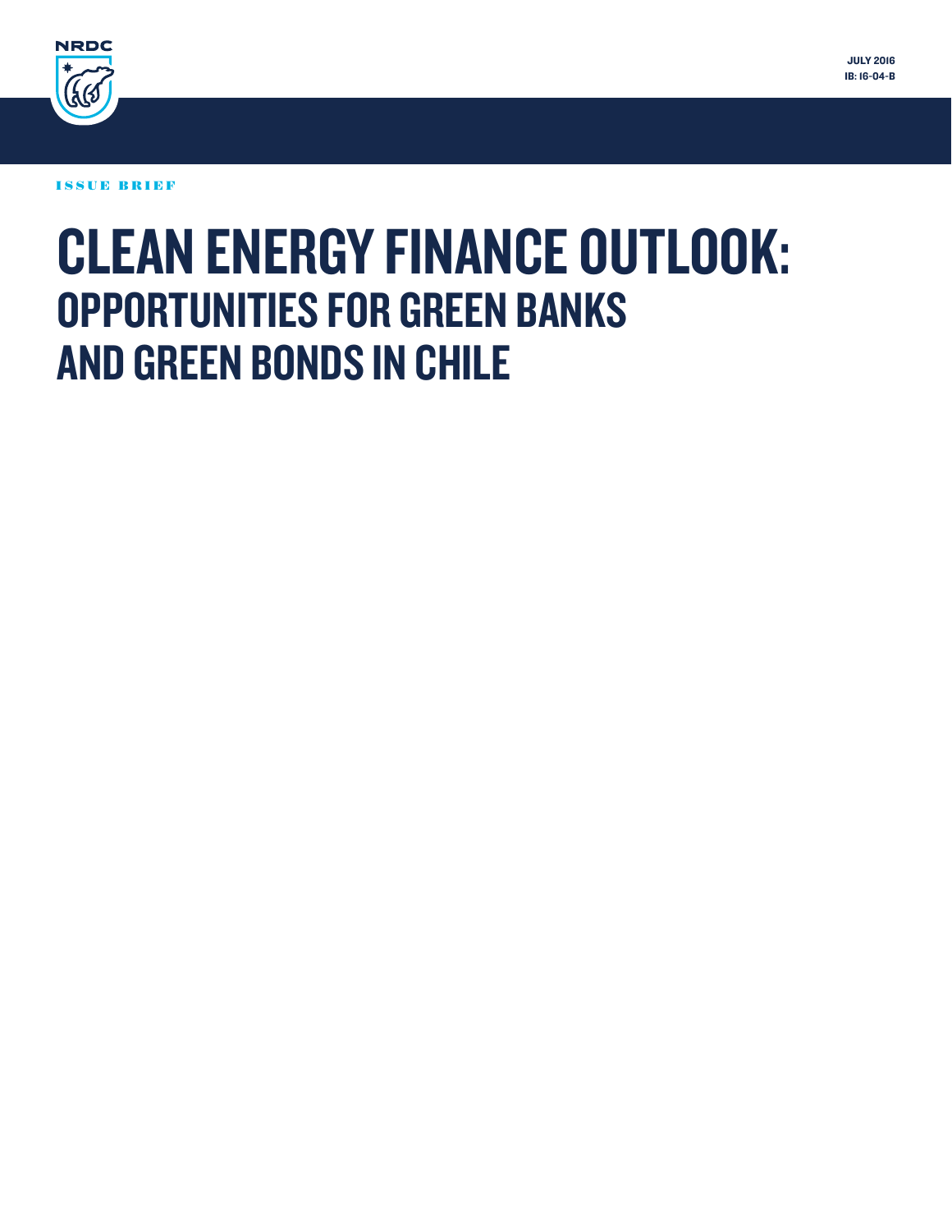NRDC

JULY 2016
IB: 16-04-B

ISSUE BRIEF

# CLEAN ENERGY FINANCE OUTLOOK: OPPORTUNITIES FOR GREEN BANKS AND GREEN BONDS IN CHILE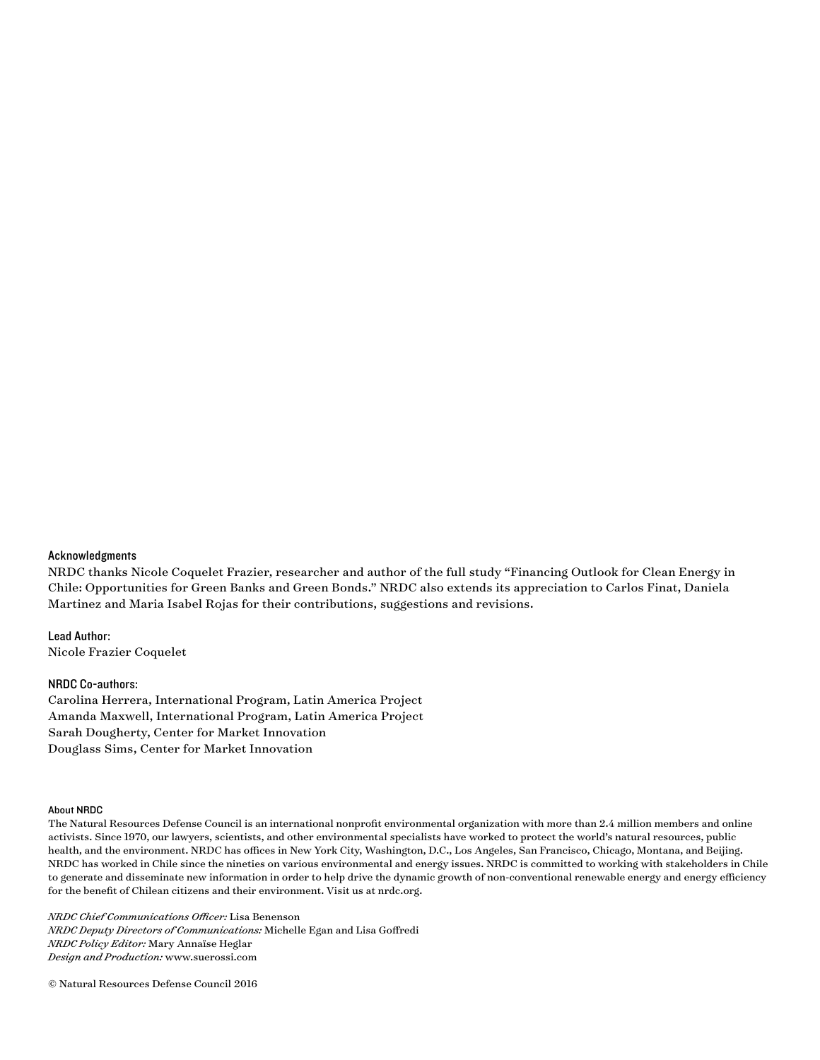### Acknowledgments

NRDC thanks Nicole Coquelet Frazier, researcher and author of the full study "Financing Outlook for Clean Energy in Chile: Opportunities for Green Banks and Green Bonds." NRDC also extends its appreciation to Carlos Finat, Daniela Martinez and Maria Isabel Rojas for their contributions, suggestions and revisions.

### Lead Author:

Nicole Frazier Coquelet

### NRDC Co-authors:

Carolina Herrera, International Program, Latin America Project
Amanda Maxwell, International Program, Latin America Project
Sarah Dougherty, Center for Market Innovation
Douglass Sims, Center for Market Innovation

#### About NRDC

The Natural Resources Defense Council is an international nonprofit environmental organization with more than 2.4 million members and online activists. Since 1970, our lawyers, scientists, and other environmental specialists have worked to protect the world's natural resources, public health, and the environment. NRDC has offices in New York City, Washington, D.C., Los Angeles, San Francisco, Chicago, Montana, and Beijing. NRDC has worked in Chile since the nineties on various environmental and energy issues. NRDC is committed to working with stakeholders in Chile to generate and disseminate new information in order to help drive the dynamic growth of non-conventional renewable energy and energy efficiency for the benefit of Chilean citizens and their environment. Visit us at nrdc.org.

*NRDC Chief Communications Officer:* Lisa Benenson
*NRDC Deputy Directors of Communications:* Michelle Egan and Lisa Goffredi
*NRDC Policy Editor:* Mary Annaïse Heglar
*Design and Production:* www.suerossi.com

© Natural Resources Defense Council 2016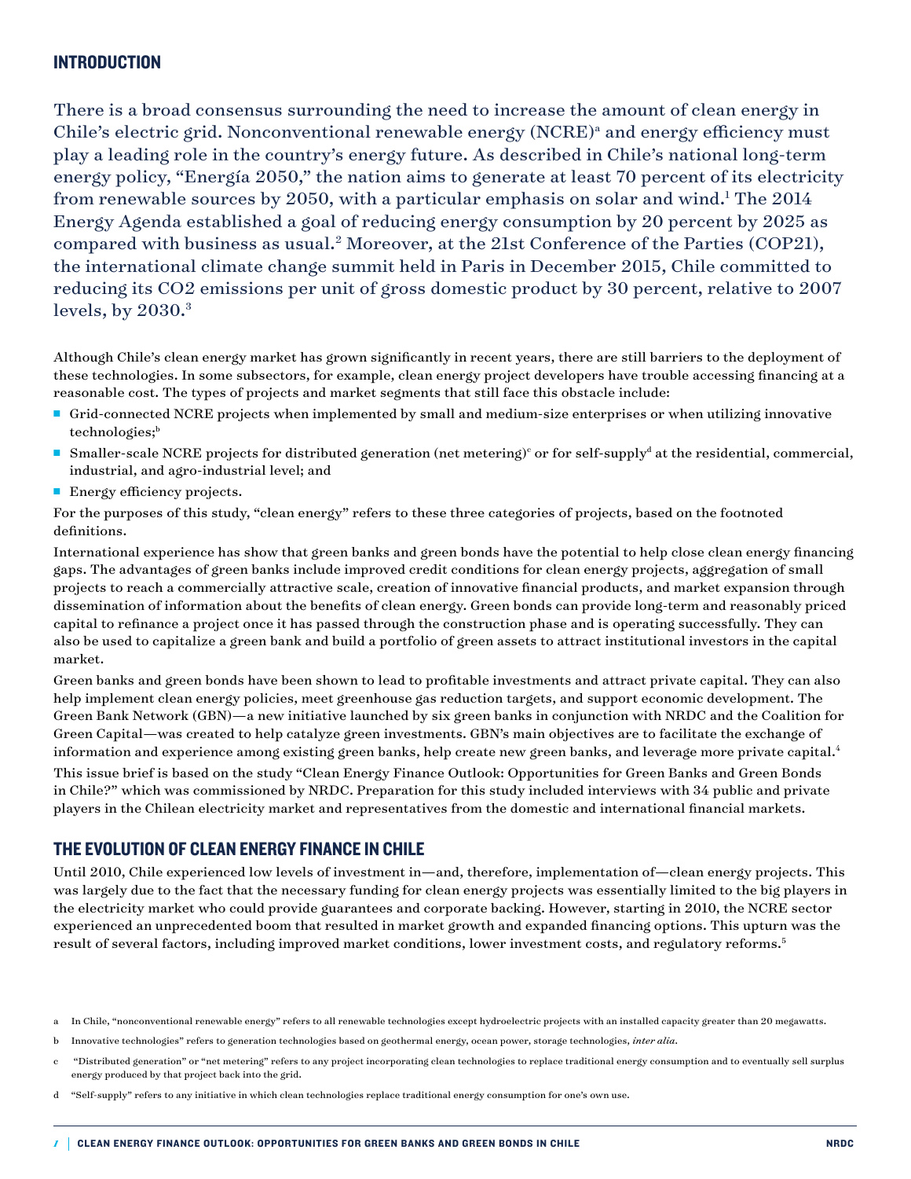## INTRODUCTION

There is a broad consensus surrounding the need to increase the amount of clean energy in Chile's electric grid. Nonconventional renewable energy (NCRE)[a] and energy efficiency must play a leading role in the country's energy future. As described in Chile's national long-term energy policy, "Energía 2050," the nation aims to generate at least 70 percent of its electricity from renewable sources by 2050, with a particular emphasis on solar and wind.[1] The 2014 Energy Agenda established a goal of reducing energy consumption by 20 percent by 2025 as compared with business as usual.[2] Moreover, at the 21st Conference of the Parties (COP21), the international climate change summit held in Paris in December 2015, Chile committed to reducing its CO2 emissions per unit of gross domestic product by 30 percent, relative to 2007 levels, by 2030.[3]

Although Chile's clean energy market has grown significantly in recent years, there are still barriers to the deployment of these technologies. In some subsectors, for example, clean energy project developers have trouble accessing financing at a reasonable cost. The types of projects and market segments that still face this obstacle include:

- Grid-connected NCRE projects when implemented by small and medium-size enterprises or when utilizing innovative technologies;[b]
- Smaller-scale NCRE projects for distributed generation (net metering)[c] or for self-supply[d] at the residential, commercial, industrial, and agro-industrial level; and
- Energy efficiency projects.

For the purposes of this study, "clean energy" refers to these three categories of projects, based on the footnoted definitions.

International experience has show that green banks and green bonds have the potential to help close clean energy financing gaps. The advantages of green banks include improved credit conditions for clean energy projects, aggregation of small projects to reach a commercially attractive scale, creation of innovative financial products, and market expansion through dissemination of information about the benefits of clean energy. Green bonds can provide long-term and reasonably priced capital to refinance a project once it has passed through the construction phase and is operating successfully. They can also be used to capitalize a green bank and build a portfolio of green assets to attract institutional investors in the capital market.

Green banks and green bonds have been shown to lead to profitable investments and attract private capital. They can also help implement clean energy policies, meet greenhouse gas reduction targets, and support economic development. The Green Bank Network (GBN)—a new initiative launched by six green banks in conjunction with NRDC and the Coalition for Green Capital—was created to help catalyze green investments. GBN's main objectives are to facilitate the exchange of information and experience among existing green banks, help create new green banks, and leverage more private capital.[4]

This issue brief is based on the study "Clean Energy Finance Outlook: Opportunities for Green Banks and Green Bonds in Chile?" which was commissioned by NRDC. Preparation for this study included interviews with 34 public and private players in the Chilean electricity market and representatives from the domestic and international financial markets.

## THE EVOLUTION OF CLEAN ENERGY FINANCE IN CHILE

Until 2010, Chile experienced low levels of investment in—and, therefore, implementation of—clean energy projects. This was largely due to the fact that the necessary funding for clean energy projects was essentially limited to the big players in the electricity market who could provide guarantees and corporate backing. However, starting in 2010, the NCRE sector experienced an unprecedented boom that resulted in market growth and expanded financing options. This upturn was the result of several factors, including improved market conditions, lower investment costs, and regulatory reforms.[5]

---

a In Chile, "nonconventional renewable energy" refers to all renewable technologies except hydroelectric projects with an installed capacity greater than 20 megawatts.

b Innovative technologies" refers to generation technologies based on geothermal energy, ocean power, storage technologies, *inter alia*.

c "Distributed generation" or "net metering" refers to any project incorporating clean technologies to replace traditional energy consumption and to eventually sell surplus energy produced by that project back into the grid.

d "Self-supply" refers to any initiative in which clean technologies replace traditional energy consumption for one's own use.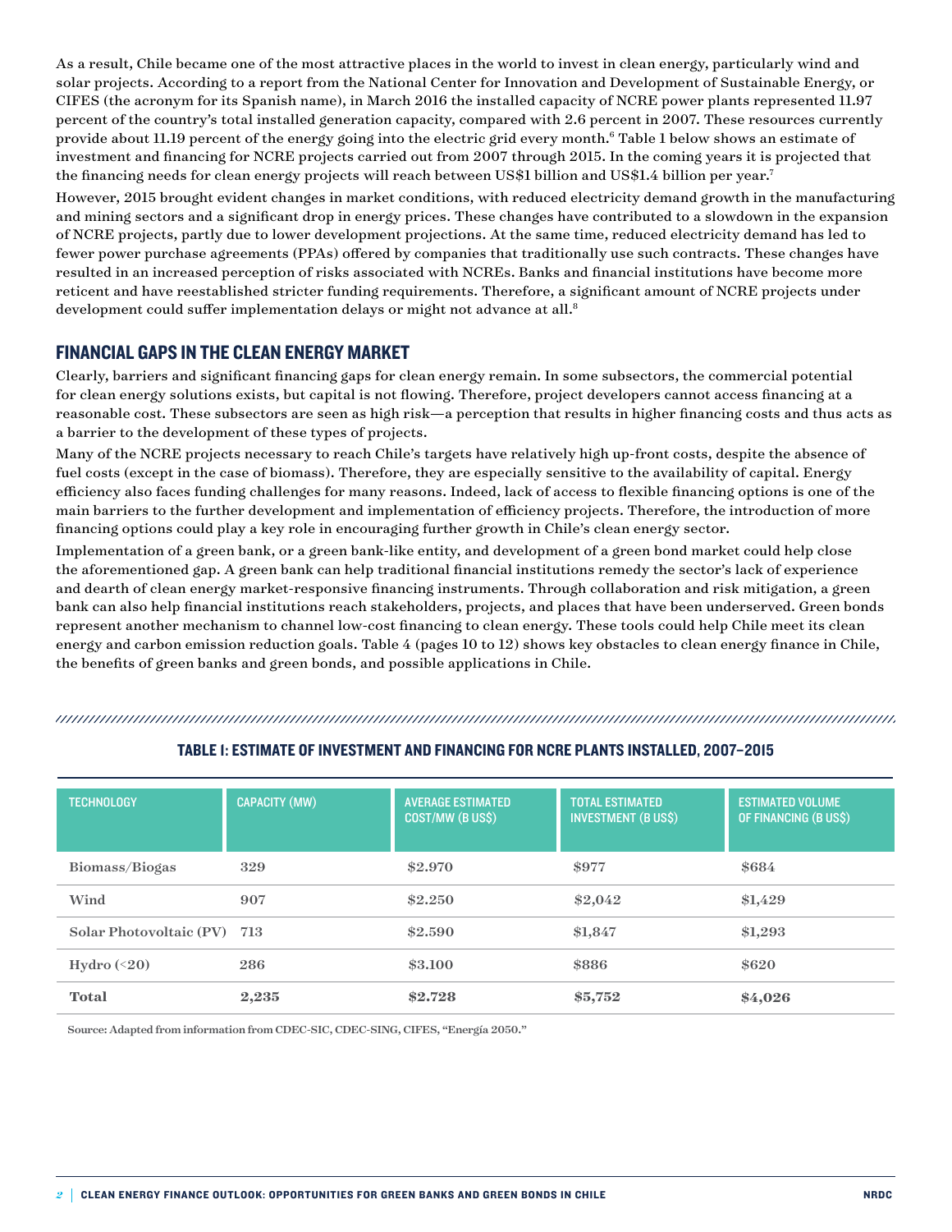As a result, Chile became one of the most attractive places in the world to invest in clean energy, particularly wind and solar projects. According to a report from the National Center for Innovation and Development of Sustainable Energy, or CIFES (the acronym for its Spanish name), in March 2016 the installed capacity of NCRE power plants represented 11.97 percent of the country's total installed generation capacity, compared with 2.6 percent in 2007. These resources currently provide about 11.19 percent of the energy going into the electric grid every month.[6] Table 1 below shows an estimate of investment and financing for NCRE projects carried out from 2007 through 2015. In the coming years it is projected that the financing needs for clean energy projects will reach between US$1 billion and US$1.4 billion per year.[7]

However, 2015 brought evident changes in market conditions, with reduced electricity demand growth in the manufacturing and mining sectors and a significant drop in energy prices. These changes have contributed to a slowdown in the expansion of NCRE projects, partly due to lower development projections. At the same time, reduced electricity demand has led to fewer power purchase agreements (PPAs) offered by companies that traditionally use such contracts. These changes have resulted in an increased perception of risks associated with NCREs. Banks and financial institutions have become more reticent and have reestablished stricter funding requirements. Therefore, a significant amount of NCRE projects under development could suffer implementation delays or might not advance at all.[8]

## FINANCIAL GAPS IN THE CLEAN ENERGY MARKET

Clearly, barriers and significant financing gaps for clean energy remain. In some subsectors, the commercial potential for clean energy solutions exists, but capital is not flowing. Therefore, project developers cannot access financing at a reasonable cost. These subsectors are seen as high risk—a perception that results in higher financing costs and thus acts as a barrier to the development of these types of projects.

Many of the NCRE projects necessary to reach Chile's targets have relatively high up-front costs, despite the absence of fuel costs (except in the case of biomass). Therefore, they are especially sensitive to the availability of capital. Energy efficiency also faces funding challenges for many reasons. Indeed, lack of access to flexible financing options is one of the main barriers to the further development and implementation of efficiency projects. Therefore, the introduction of more financing options could play a key role in encouraging further growth in Chile's clean energy sector.

Implementation of a green bank, or a green bank-like entity, and development of a green bond market could help close the aforementioned gap. A green bank can help traditional financial institutions remedy the sector's lack of experience and dearth of clean energy market-responsive financing instruments. Through collaboration and risk mitigation, a green bank can also help financial institutions reach stakeholders, projects, and places that have been underserved. Green bonds represent another mechanism to channel low-cost financing to clean energy. These tools could help Chile meet its clean energy and carbon emission reduction goals. Table 4 (pages 10 to 12) shows key obstacles to clean energy finance in Chile, the benefits of green banks and green bonds, and possible applications in Chile.

### TABLE 1: ESTIMATE OF INVESTMENT AND FINANCING FOR NCRE PLANTS INSTALLED, 2007–2015

| TECHNOLOGY | CAPACITY (MW) | AVERAGE ESTIMATED COST/MW (B US$) | TOTAL ESTIMATED INVESTMENT (B US$) | ESTIMATED VOLUME OF FINANCING (B US$) |
|---|---|---|---|---|
| Biomass/Biogas | 329 | $2.970 | $977 | $684 |
| Wind | 907 | $2.250 | $2,042 | $1,429 |
| Solar Photovoltaic (PV) | 713 | $2.590 | $1,847 | $1,293 |
| Hydro (<20) | 286 | $3.100 | $886 | $620 |
| **Total** | **2,235** | **$2.728** | **$5,752** | **$4,026** |

Source: Adapted from information from CDEC-SIC, CDEC-SING, CIFES, "Energía 2050."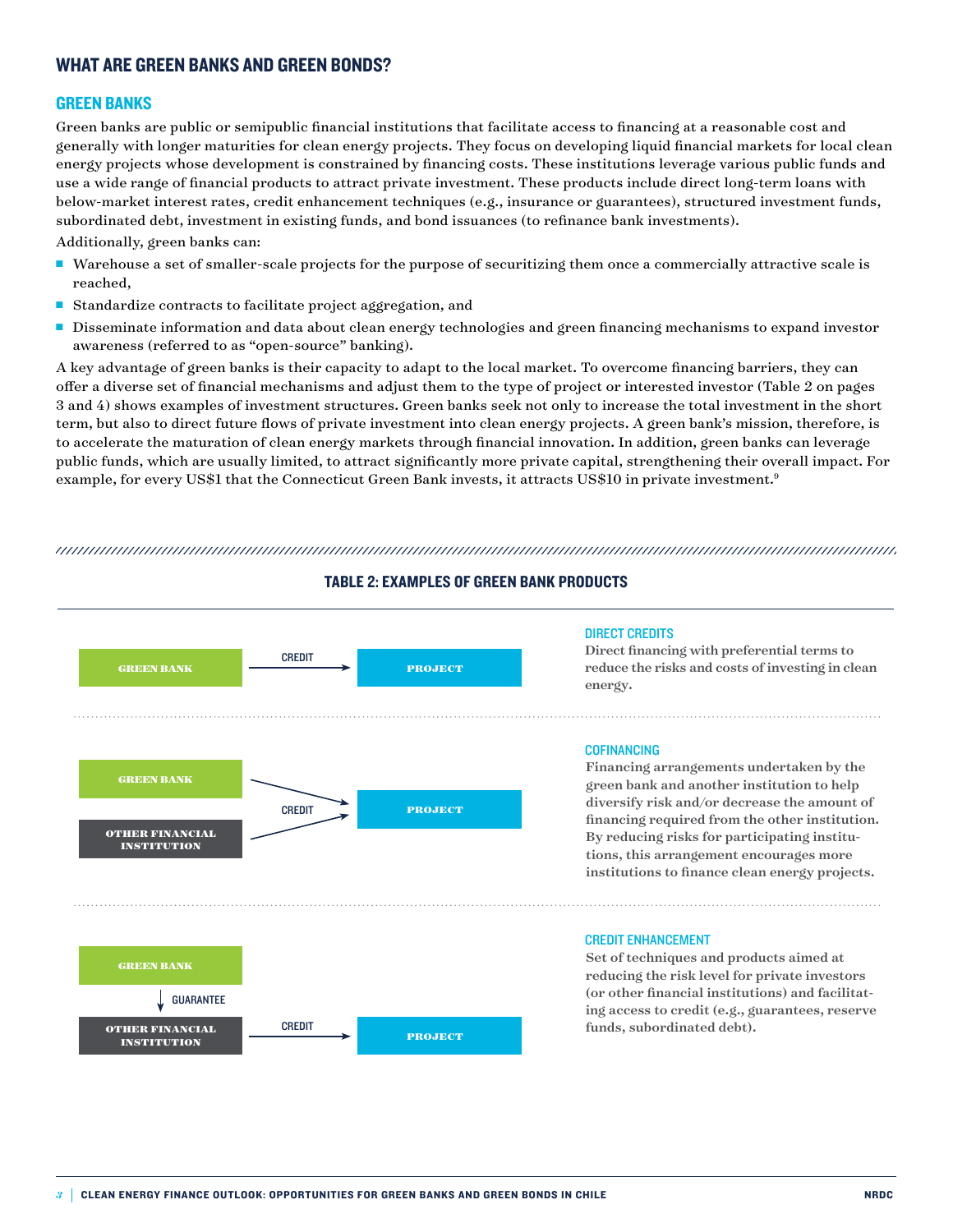## WHAT ARE GREEN BANKS AND GREEN BONDS?

### GREEN BANKS

Green banks are public or semipublic financial institutions that facilitate access to financing at a reasonable cost and generally with longer maturities for clean energy projects. They focus on developing liquid financial markets for local clean energy projects whose development is constrained by financing costs. These institutions leverage various public funds and use a wide range of financial products to attract private investment. These products include direct long-term loans with below-market interest rates, credit enhancement techniques (e.g., insurance or guarantees), structured investment funds, subordinated debt, investment in existing funds, and bond issuances (to refinance bank investments).

Additionally, green banks can:

- Warehouse a set of smaller-scale projects for the purpose of securitizing them once a commercially attractive scale is reached,
- Standardize contracts to facilitate project aggregation, and
- Disseminate information and data about clean energy technologies and green financing mechanisms to expand investor awareness (referred to as "open-source" banking).

A key advantage of green banks is their capacity to adapt to the local market. To overcome financing barriers, they can offer a diverse set of financial mechanisms and adjust them to the type of project or interested investor (Table 2 on pages 3 and 4) shows examples of investment structures. Green banks seek not only to increase the total investment in the short term, but also to direct future flows of private investment into clean energy projects. A green bank's mission, therefore, is to accelerate the maturation of clean energy markets through financial innovation. In addition, green banks can leverage public funds, which are usually limited, to attract significantly more private capital, strengthening their overall impact. For example, for every US$1 that the Connecticut Green Bank invests, it attracts US$10 in private investment.[9]

#### TABLE 2: EXAMPLES OF GREEN BANK PRODUCTS

| Structure | Description |
|---|---|
| GREEN BANK → (CREDIT) → PROJECT | **DIRECT CREDITS**<br>Direct financing with preferential terms to reduce the risks and costs of investing in clean energy. |
| GREEN BANK → (CREDIT) → PROJECT; OTHER FINANCIAL INSTITUTION → (CREDIT) → PROJECT | **COFINANCING**<br>Financing arrangements undertaken by the green bank and another institution to help diversify risk and/or decrease the amount of financing required from the other institution. By reducing risks for participating institutions, this arrangement encourages more institutions to finance clean energy projects. |
| GREEN BANK → (GUARANTEE) → OTHER FINANCIAL INSTITUTION → (CREDIT) → PROJECT | **CREDIT ENHANCEMENT**<br>Set of techniques and products aimed at reducing the risk level for private investors (or other financial institutions) and facilitating access to credit (e.g., guarantees, reserve funds, subordinated debt). |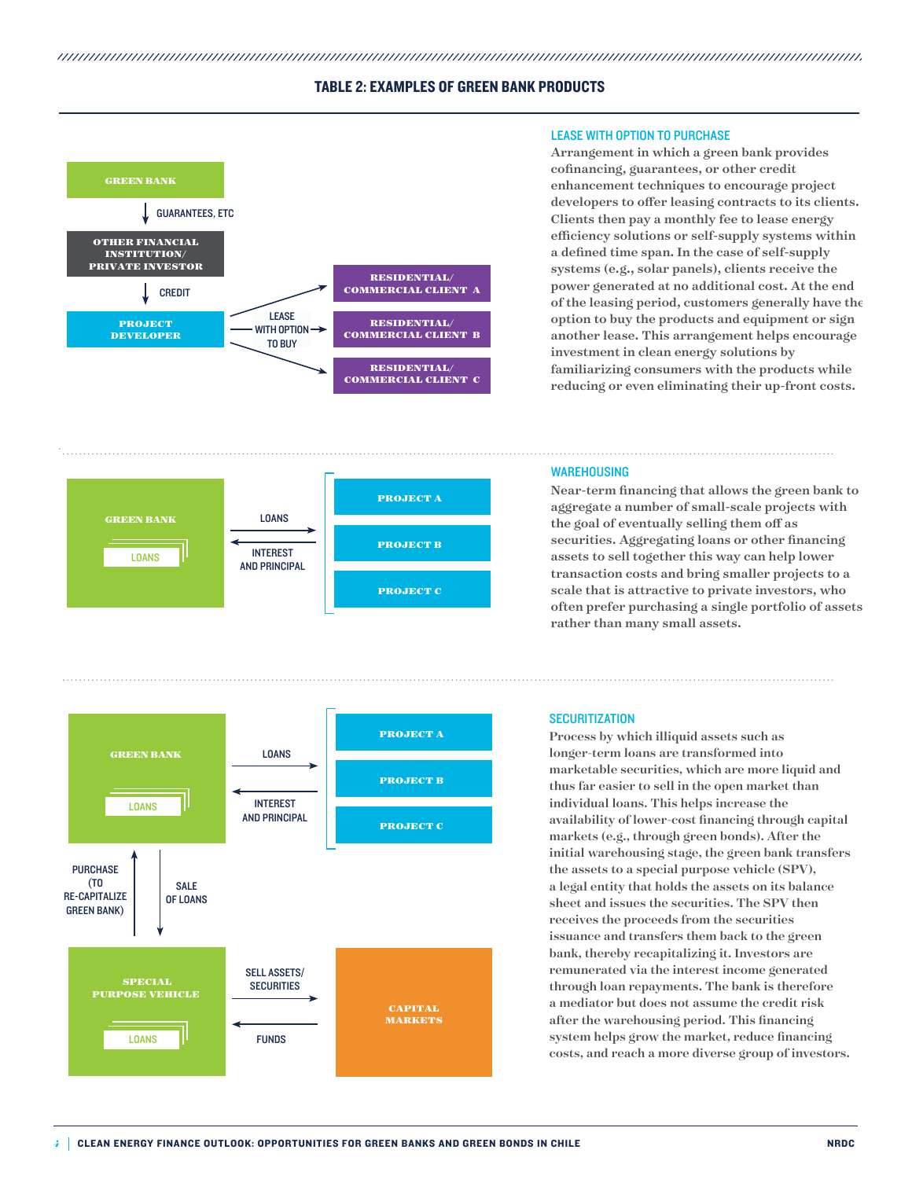## TABLE 2: EXAMPLES OF GREEN BANK PRODUCTS

GREEN BANK

GUARANTEES, ETC

OTHER FINANCIAL INSTITUTION/ PRIVATE INVESTOR

CREDIT

PROJECT DEVELOPER

LEASE WITH OPTION TO BUY

RESIDENTIAL/ COMMERCIAL CLIENT A

RESIDENTIAL/ COMMERCIAL CLIENT B

RESIDENTIAL/ COMMERCIAL CLIENT C

### LEASE WITH OPTION TO PURCHASE

Arrangement in which a green bank provides cofinancing, guarantees, or other credit enhancement techniques to encourage project developers to offer leasing contracts to its clients. Clients then pay a monthly fee to lease energy efficiency solutions or self-supply systems within a defined time span. In the case of self-supply systems (e.g., solar panels), clients receive the power generated at no additional cost. At the end of the leasing period, customers generally have the option to buy the products and equipment or sign another lease. This arrangement helps encourage investment in clean energy solutions by familiarizing consumers with the products while reducing or even eliminating their up-front costs.

GREEN BANK

LOANS

LOANS

INTEREST AND PRINCIPAL

PROJECT A

PROJECT B

PROJECT C

### WAREHOUSING

Near-term financing that allows the green bank to aggregate a number of small-scale projects with the goal of eventually selling them off as securities. Aggregating loans or other financing assets to sell together this way can help lower transaction costs and bring smaller projects to a scale that is attractive to private investors, who often prefer purchasing a single portfolio of assets rather than many small assets.

GREEN BANK

LOANS

LOANS

INTEREST AND PRINCIPAL

PROJECT A

PROJECT B

PROJECT C

PURCHASE (TO RE-CAPITALIZE GREEN BANK)

SALE OF LOANS

SPECIAL PURPOSE VEHICLE

LOANS

SELL ASSETS/ SECURITIES

FUNDS

CAPITAL MARKETS

### SECURITIZATION

Process by which illiquid assets such as longer-term loans are transformed into marketable securities, which are more liquid and thus far easier to sell in the open market than individual loans. This helps increase the availability of lower-cost financing through capital markets (e.g., through green bonds). After the initial warehousing stage, the green bank transfers the assets to a special purpose vehicle (SPV), a legal entity that holds the assets on its balance sheet and issues the securities. The SPV then receives the proceeds from the securities issuance and transfers them back to the green bank, thereby recapitalizing it. Investors are remunerated via the interest income generated through loan repayments. The bank is therefore a mediator but does not assume the credit risk after the warehousing period. This financing system helps grow the market, reduce financing costs, and reach a more diverse group of investors.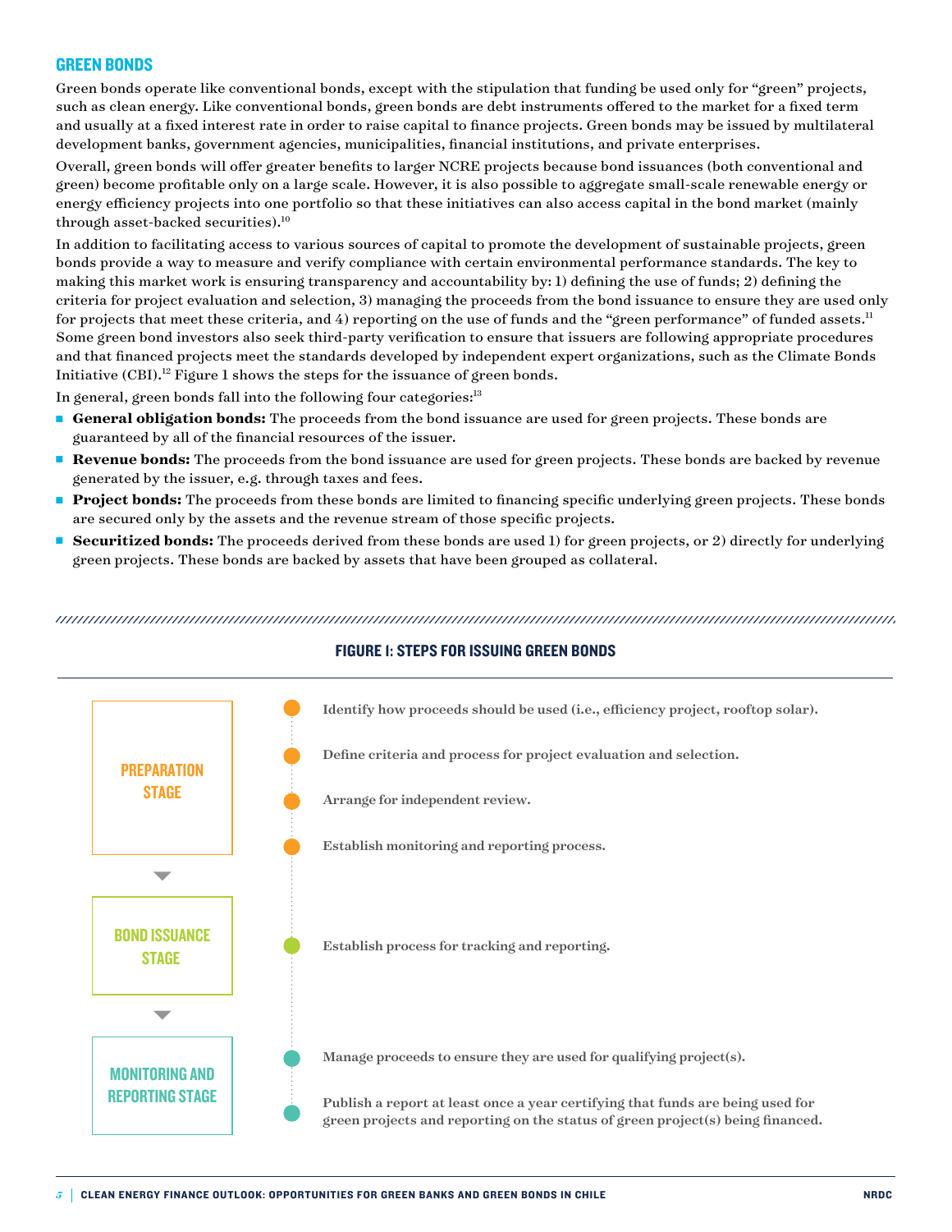## GREEN BONDS

Green bonds operate like conventional bonds, except with the stipulation that funding be used only for "green" projects, such as clean energy. Like conventional bonds, green bonds are debt instruments offered to the market for a fixed term and usually at a fixed interest rate in order to raise capital to finance projects. Green bonds may be issued by multilateral development banks, government agencies, municipalities, financial institutions, and private enterprises.

Overall, green bonds will offer greater benefits to larger NCRE projects because bond issuances (both conventional and green) become profitable only on a large scale. However, it is also possible to aggregate small-scale renewable energy or energy efficiency projects into one portfolio so that these initiatives can also access capital in the bond market (mainly through asset-backed securities).[10]

In addition to facilitating access to various sources of capital to promote the development of sustainable projects, green bonds provide a way to measure and verify compliance with certain environmental performance standards. The key to making this market work is ensuring transparency and accountability by: 1) defining the use of funds; 2) defining the criteria for project evaluation and selection, 3) managing the proceeds from the bond issuance to ensure they are used only for projects that meet these criteria, and 4) reporting on the use of funds and the "green performance" of funded assets.[11] Some green bond investors also seek third-party verification to ensure that issuers are following appropriate procedures and that financed projects meet the standards developed by independent expert organizations, such as the Climate Bonds Initiative (CBI).[12] Figure 1 shows the steps for the issuance of green bonds.

In general, green bonds fall into the following four categories:[13]

- **General obligation bonds:** The proceeds from the bond issuance are used for green projects. These bonds are guaranteed by all of the financial resources of the issuer.
- **Revenue bonds:** The proceeds from the bond issuance are used for green projects. These bonds are backed by revenue generated by the issuer, e.g. through taxes and fees.
- **Project bonds:** The proceeds from these bonds are limited to financing specific underlying green projects. These bonds are secured only by the assets and the revenue stream of those specific projects.
- **Securitized bonds:** The proceeds derived from these bonds are used 1) for green projects, or 2) directly for underlying green projects. These bonds are backed by assets that have been grouped as collateral.

### FIGURE 1: STEPS FOR ISSUING GREEN BONDS

**PREPARATION STAGE**
- Identify how proceeds should be used (i.e., efficiency project, rooftop solar).
- Define criteria and process for project evaluation and selection.
- Arrange for independent review.
- Establish monitoring and reporting process.

**BOND ISSUANCE STAGE**
- Establish process for tracking and reporting.

**MONITORING AND REPORTING STAGE**
- Manage proceeds to ensure they are used for qualifying project(s).
- Publish a report at least once a year certifying that funds are being used for green projects and reporting on the status of green project(s) being financed.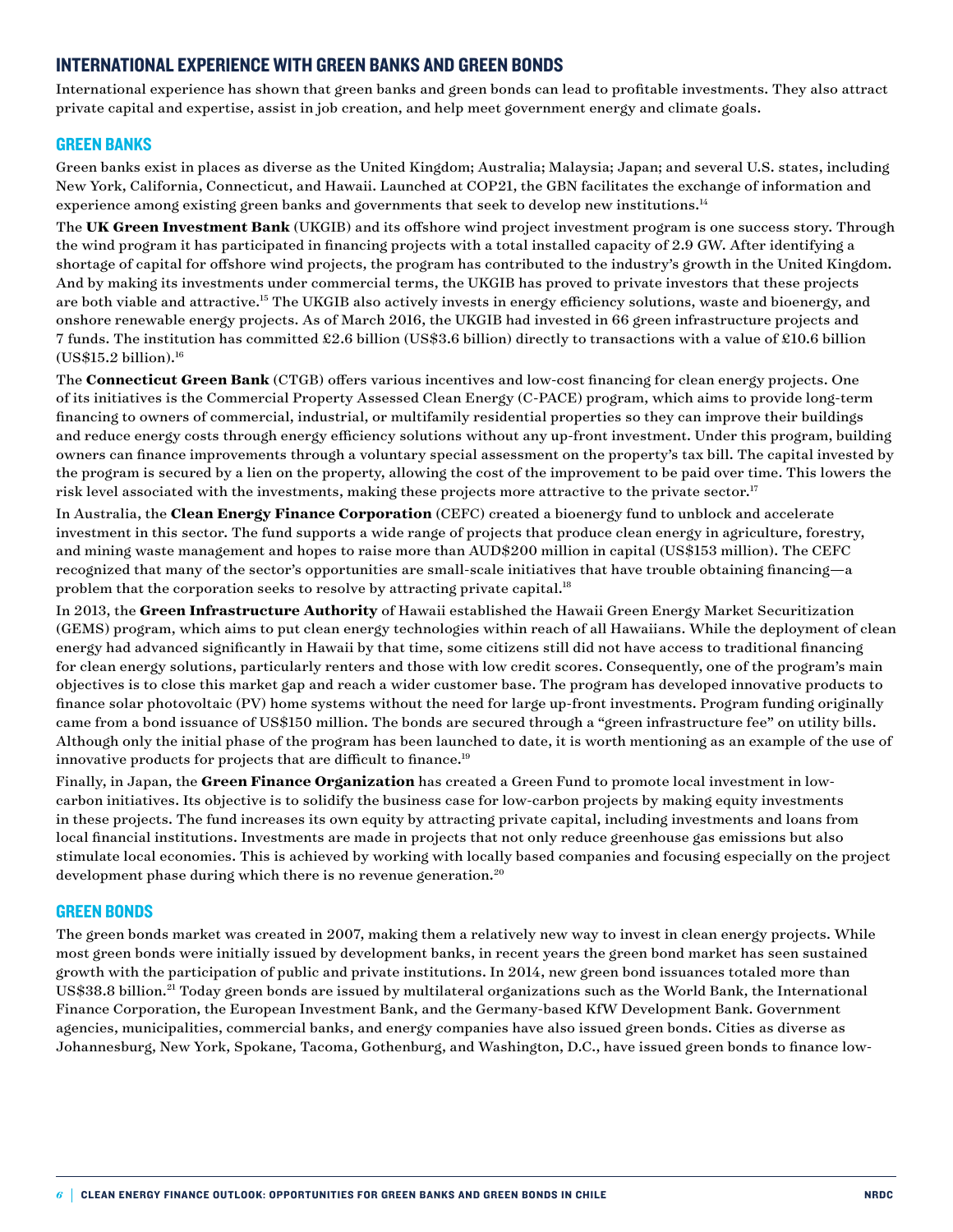## INTERNATIONAL EXPERIENCE WITH GREEN BANKS AND GREEN BONDS

International experience has shown that green banks and green bonds can lead to profitable investments. They also attract private capital and expertise, assist in job creation, and help meet government energy and climate goals.

### GREEN BANKS

Green banks exist in places as diverse as the United Kingdom; Australia; Malaysia; Japan; and several U.S. states, including New York, California, Connecticut, and Hawaii. Launched at COP21, the GBN facilitates the exchange of information and experience among existing green banks and governments that seek to develop new institutions.[14]

The **UK Green Investment Bank** (UKGIB) and its offshore wind project investment program is one success story. Through the wind program it has participated in financing projects with a total installed capacity of 2.9 GW. After identifying a shortage of capital for offshore wind projects, the program has contributed to the industry's growth in the United Kingdom. And by making its investments under commercial terms, the UKGIB has proved to private investors that these projects are both viable and attractive.[15] The UKGIB also actively invests in energy efficiency solutions, waste and bioenergy, and onshore renewable energy projects. As of March 2016, the UKGIB had invested in 66 green infrastructure projects and 7 funds. The institution has committed £2.6 billion (US$3.6 billion) directly to transactions with a value of £10.6 billion (US$15.2 billion).[16]

The **Connecticut Green Bank** (CTGB) offers various incentives and low-cost financing for clean energy projects. One of its initiatives is the Commercial Property Assessed Clean Energy (C-PACE) program, which aims to provide long-term financing to owners of commercial, industrial, or multifamily residential properties so they can improve their buildings and reduce energy costs through energy efficiency solutions without any up-front investment. Under this program, building owners can finance improvements through a voluntary special assessment on the property's tax bill. The capital invested by the program is secured by a lien on the property, allowing the cost of the improvement to be paid over time. This lowers the risk level associated with the investments, making these projects more attractive to the private sector.[17]

In Australia, the **Clean Energy Finance Corporation** (CEFC) created a bioenergy fund to unblock and accelerate investment in this sector. The fund supports a wide range of projects that produce clean energy in agriculture, forestry, and mining waste management and hopes to raise more than AUD$200 million in capital (US$153 million). The CEFC recognized that many of the sector's opportunities are small-scale initiatives that have trouble obtaining financing—a problem that the corporation seeks to resolve by attracting private capital.[18]

In 2013, the **Green Infrastructure Authority** of Hawaii established the Hawaii Green Energy Market Securitization (GEMS) program, which aims to put clean energy technologies within reach of all Hawaiians. While the deployment of clean energy had advanced significantly in Hawaii by that time, some citizens still did not have access to traditional financing for clean energy solutions, particularly renters and those with low credit scores. Consequently, one of the program's main objectives is to close this market gap and reach a wider customer base. The program has developed innovative products to finance solar photovoltaic (PV) home systems without the need for large up-front investments. Program funding originally came from a bond issuance of US$150 million. The bonds are secured through a "green infrastructure fee" on utility bills. Although only the initial phase of the program has been launched to date, it is worth mentioning as an example of the use of innovative products for projects that are difficult to finance.[19]

Finally, in Japan, the **Green Finance Organization** has created a Green Fund to promote local investment in low-carbon initiatives. Its objective is to solidify the business case for low-carbon projects by making equity investments in these projects. The fund increases its own equity by attracting private capital, including investments and loans from local financial institutions. Investments are made in projects that not only reduce greenhouse gas emissions but also stimulate local economies. This is achieved by working with locally based companies and focusing especially on the project development phase during which there is no revenue generation.[20]

### GREEN BONDS

The green bonds market was created in 2007, making them a relatively new way to invest in clean energy projects. While most green bonds were initially issued by development banks, in recent years the green bond market has seen sustained growth with the participation of public and private institutions. In 2014, new green bond issuances totaled more than US$38.8 billion.[21] Today green bonds are issued by multilateral organizations such as the World Bank, the International Finance Corporation, the European Investment Bank, and the Germany-based KfW Development Bank. Government agencies, municipalities, commercial banks, and energy companies have also issued green bonds. Cities as diverse as Johannesburg, New York, Spokane, Tacoma, Gothenburg, and Washington, D.C., have issued green bonds to finance low-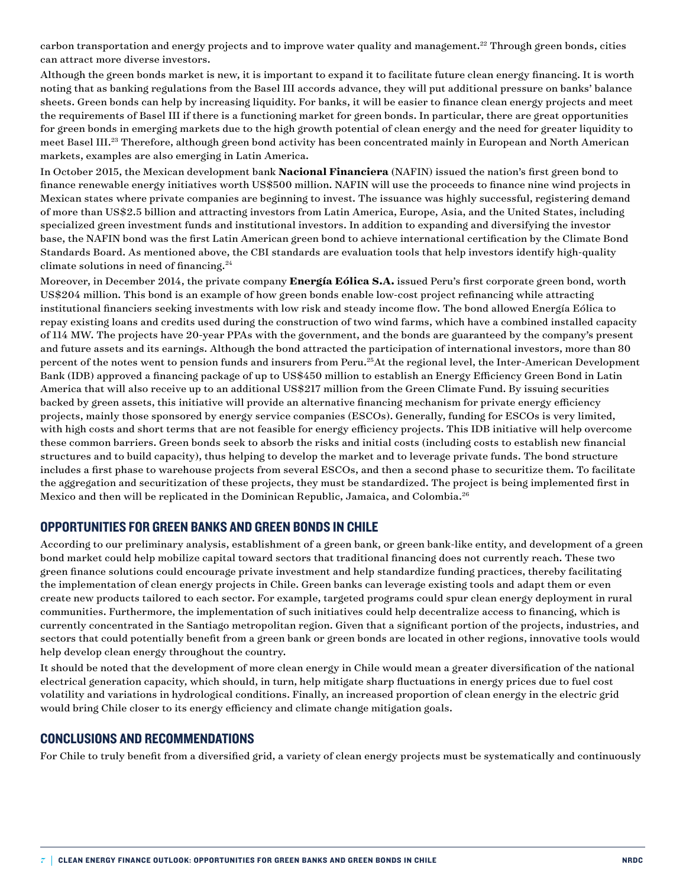carbon transportation and energy projects and to improve water quality and management.[22] Through green bonds, cities can attract more diverse investors.

Although the green bonds market is new, it is important to expand it to facilitate future clean energy financing. It is worth noting that as banking regulations from the Basel III accords advance, they will put additional pressure on banks' balance sheets. Green bonds can help by increasing liquidity. For banks, it will be easier to finance clean energy projects and meet the requirements of Basel III if there is a functioning market for green bonds. In particular, there are great opportunities for green bonds in emerging markets due to the high growth potential of clean energy and the need for greater liquidity to meet Basel III.[23] Therefore, although green bond activity has been concentrated mainly in European and North American markets, examples are also emerging in Latin America.

In October 2015, the Mexican development bank **Nacional Financiera** (NAFIN) issued the nation's first green bond to finance renewable energy initiatives worth US$500 million. NAFIN will use the proceeds to finance nine wind projects in Mexican states where private companies are beginning to invest. The issuance was highly successful, registering demand of more than US$2.5 billion and attracting investors from Latin America, Europe, Asia, and the United States, including specialized green investment funds and institutional investors. In addition to expanding and diversifying the investor base, the NAFIN bond was the first Latin American green bond to achieve international certification by the Climate Bond Standards Board. As mentioned above, the CBI standards are evaluation tools that help investors identify high-quality climate solutions in need of financing.[24]

Moreover, in December 2014, the private company **Energía Eólica S.A.** issued Peru's first corporate green bond, worth US$204 million. This bond is an example of how green bonds enable low-cost project refinancing while attracting institutional financiers seeking investments with low risk and steady income flow. The bond allowed Energía Eólica to repay existing loans and credits used during the construction of two wind farms, which have a combined installed capacity of 114 MW. The projects have 20-year PPAs with the government, and the bonds are guaranteed by the company's present and future assets and its earnings. Although the bond attracted the participation of international investors, more than 80 percent of the notes went to pension funds and insurers from Peru.[25] At the regional level, the Inter-American Development Bank (IDB) approved a financing package of up to US$450 million to establish an Energy Efficiency Green Bond in Latin America that will also receive up to an additional US$217 million from the Green Climate Fund. By issuing securities backed by green assets, this initiative will provide an alternative financing mechanism for private energy efficiency projects, mainly those sponsored by energy service companies (ESCOs). Generally, funding for ESCOs is very limited, with high costs and short terms that are not feasible for energy efficiency projects. This IDB initiative will help overcome these common barriers. Green bonds seek to absorb the risks and initial costs (including costs to establish new financial structures and to build capacity), thus helping to develop the market and to leverage private funds. The bond structure includes a first phase to warehouse projects from several ESCOs, and then a second phase to securitize them. To facilitate the aggregation and securitization of these projects, they must be standardized. The project is being implemented first in Mexico and then will be replicated in the Dominican Republic, Jamaica, and Colombia.[26]

## OPPORTUNITIES FOR GREEN BANKS AND GREEN BONDS IN CHILE

According to our preliminary analysis, establishment of a green bank, or green bank-like entity, and development of a green bond market could help mobilize capital toward sectors that traditional financing does not currently reach. These two green finance solutions could encourage private investment and help standardize funding practices, thereby facilitating the implementation of clean energy projects in Chile. Green banks can leverage existing tools and adapt them or even create new products tailored to each sector. For example, targeted programs could spur clean energy deployment in rural communities. Furthermore, the implementation of such initiatives could help decentralize access to financing, which is currently concentrated in the Santiago metropolitan region. Given that a significant portion of the projects, industries, and sectors that could potentially benefit from a green bank or green bonds are located in other regions, innovative tools would help develop clean energy throughout the country.

It should be noted that the development of more clean energy in Chile would mean a greater diversification of the national electrical generation capacity, which should, in turn, help mitigate sharp fluctuations in energy prices due to fuel cost volatility and variations in hydrological conditions. Finally, an increased proportion of clean energy in the electric grid would bring Chile closer to its energy efficiency and climate change mitigation goals.

## CONCLUSIONS AND RECOMMENDATIONS

For Chile to truly benefit from a diversified grid, a variety of clean energy projects must be systematically and continuously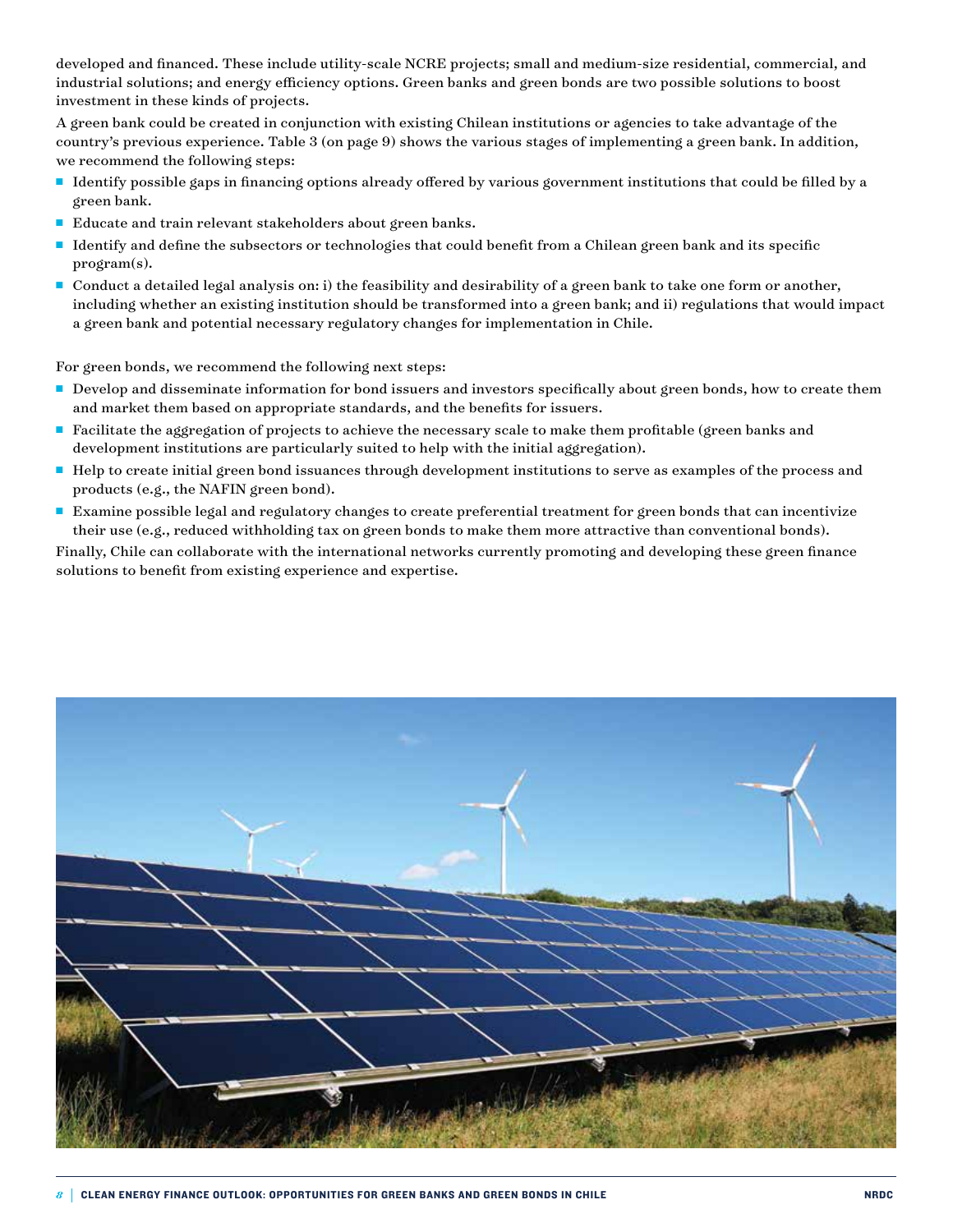developed and financed. These include utility-scale NCRE projects; small and medium-size residential, commercial, and industrial solutions; and energy efficiency options. Green banks and green bonds are two possible solutions to boost investment in these kinds of projects.

A green bank could be created in conjunction with existing Chilean institutions or agencies to take advantage of the country's previous experience. Table 3 (on page 9) shows the various stages of implementing a green bank. In addition, we recommend the following steps:

- Identify possible gaps in financing options already offered by various government institutions that could be filled by a green bank.
- Educate and train relevant stakeholders about green banks.
- Identify and define the subsectors or technologies that could benefit from a Chilean green bank and its specific program(s).
- Conduct a detailed legal analysis on: i) the feasibility and desirability of a green bank to take one form or another, including whether an existing institution should be transformed into a green bank; and ii) regulations that would impact a green bank and potential necessary regulatory changes for implementation in Chile.

For green bonds, we recommend the following next steps:

- Develop and disseminate information for bond issuers and investors specifically about green bonds, how to create them and market them based on appropriate standards, and the benefits for issuers.
- Facilitate the aggregation of projects to achieve the necessary scale to make them profitable (green banks and development institutions are particularly suited to help with the initial aggregation).
- Help to create initial green bond issuances through development institutions to serve as examples of the process and products (e.g., the NAFIN green bond).
- Examine possible legal and regulatory changes to create preferential treatment for green bonds that can incentivize their use (e.g., reduced withholding tax on green bonds to make them more attractive than conventional bonds).

Finally, Chile can collaborate with the international networks currently promoting and developing these green finance solutions to benefit from existing experience and expertise.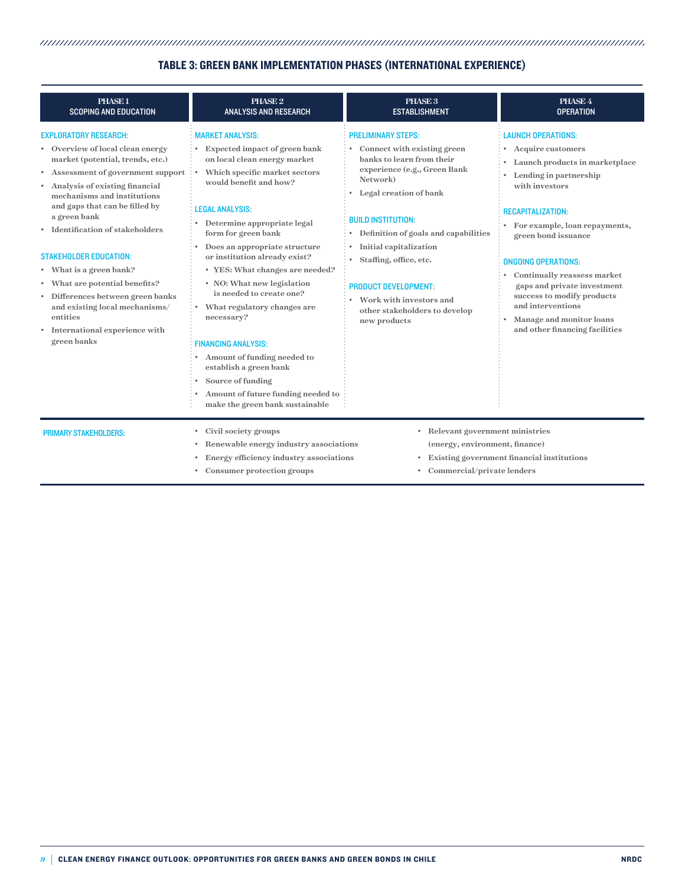## TABLE 3: GREEN BANK IMPLEMENTATION PHASES (INTERNATIONAL EXPERIENCE)

| PHASE 1 SCOPING AND EDUCATION | PHASE 2 ANALYSIS AND RESEARCH | PHASE 3 ESTABLISHMENT | PHASE 4 OPERATION |
|---|---|---|---|
| **EXPLORATORY RESEARCH:**<br>• Overview of local clean energy market (potential, trends, etc.)<br>• Assessment of government support<br>• Analysis of existing financial mechanisms and institutions and gaps that can be filled by a green bank<br>• Identification of stakeholders<br><br>**STAKEHOLDER EDUCATION:**<br>• What is a green bank?<br>• What are potential benefits?<br>• Differences between green banks and existing local mechanisms/entities<br>• International experience with green banks | **MARKET ANALYSIS:**<br>• Expected impact of green bank on local clean energy market<br>• Which specific market sectors would benefit and how?<br><br>**LEGAL ANALYSIS:**<br>• Determine appropriate legal form for green bank<br>• Does an appropriate structure or institution already exist?<br>  • YES: What changes are needed?<br>  • NO: What new legislation is needed to create one?<br>• What regulatory changes are necessary?<br><br>**FINANCING ANALYSIS:**<br>• Amount of funding needed to establish a green bank<br>• Source of funding<br>• Amount of future funding needed to make the green bank sustainable | **PRELIMINARY STEPS:**<br>• Connect with existing green banks to learn from their experience (e.g., Green Bank Network)<br>• Legal creation of bank<br><br>**BUILD INSTITUTION:**<br>• Definition of goals and capabilities<br>• Initial capitalization<br>• Staffing, office, etc.<br><br>**PRODUCT DEVELOPMENT:**<br>• Work with investors and other stakeholders to develop new products | **LAUNCH OPERATIONS:**<br>• Acquire customers<br>• Launch products in marketplace<br>• Lending in partnership with investors<br><br>**RECAPITALIZATION:**<br>• For example, loan repayments, green bond issuance<br><br>**ONGOING OPERATIONS:**<br>• Continually reassess market gaps and private investment success to modify products and interventions<br>• Manage and monitor loans and other financing facilities |

**PRIMARY STAKEHOLDERS:**

- Civil society groups
- Renewable energy industry associations
- Energy efficiency industry associations
- Consumer protection groups
- Relevant government ministries (energy, environment, finance)
- Existing government financial institutions
- Commercial/private lenders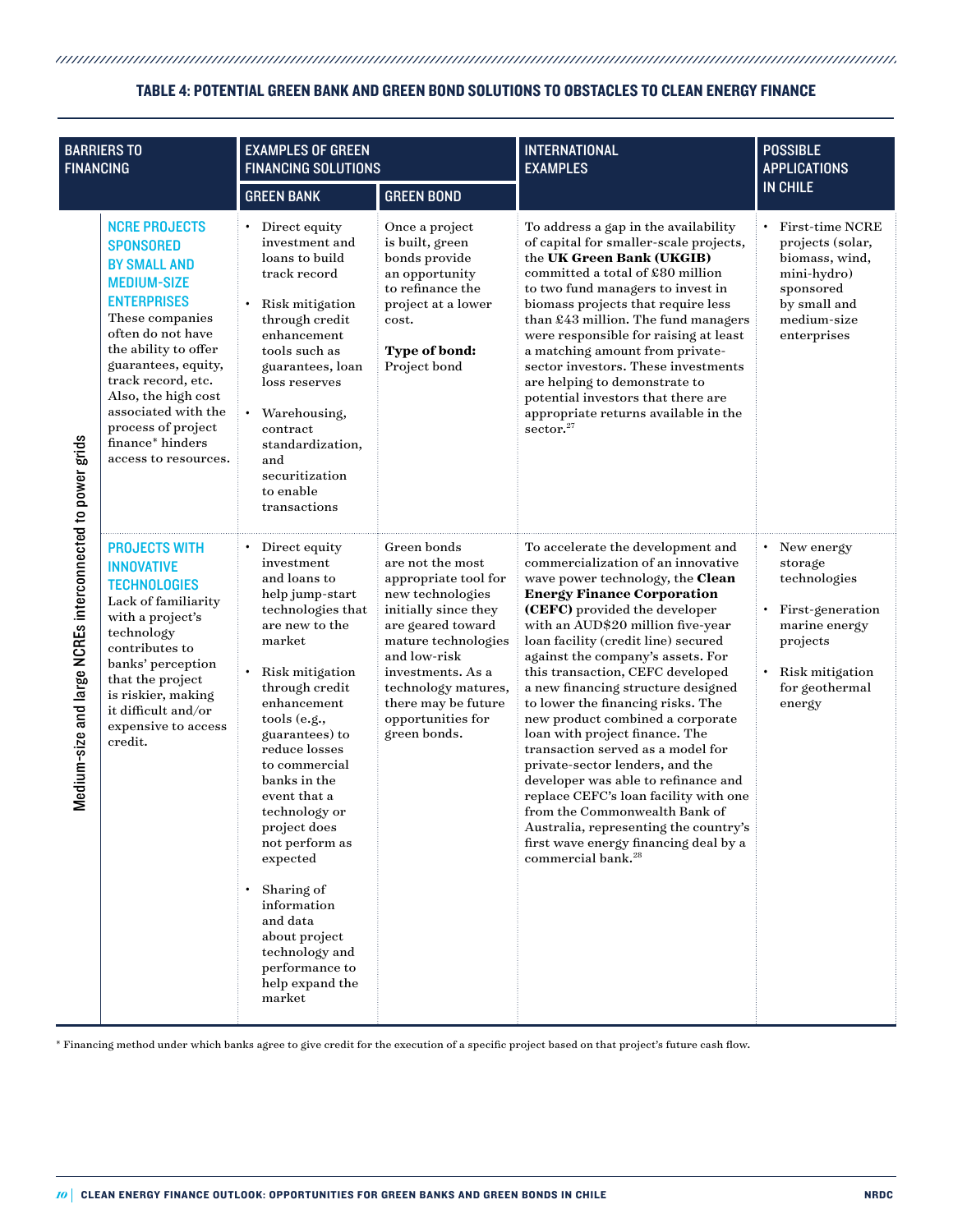#### TABLE 4: POTENTIAL GREEN BANK AND GREEN BOND SOLUTIONS TO OBSTACLES TO CLEAN ENERGY FINANCE

| | BARRIERS TO FINANCING | EXAMPLES OF GREEN FINANCING SOLUTIONS | | INTERNATIONAL EXAMPLES | POSSIBLE APPLICATIONS IN CHILE |
|---|---|---|---|---|---|
| | | GREEN BANK | GREEN BOND | | |
| Medium-size and large NCREs interconnected to power grids | **NCRE PROJECTS SPONSORED BY SMALL AND MEDIUM-SIZE ENTERPRISES** These companies often do not have the ability to offer guarantees, equity, track record, etc. Also, the high cost associated with the process of project finance* hinders access to resources. | • Direct equity investment and loans to build track record<br>• Risk mitigation through credit enhancement tools such as guarantees, loan loss reserves<br>• Warehousing, contract standardization, and securitization to enable transactions | Once a project is built, green bonds provide an opportunity to refinance the project at a lower cost.<br><br>**Type of bond:** Project bond | To address a gap in the availability of capital for smaller-scale projects, the **UK Green Bank (UKGIB)** committed a total of £80 million to two fund managers to invest in biomass projects that require less than £43 million. The fund managers were responsible for raising at least a matching amount from private-sector investors. These investments are helping to demonstrate to potential investors that there are appropriate returns available in the sector.[27] | • First-time NCRE projects (solar, biomass, wind, mini-hydro) sponsored by small and medium-size enterprises |
| Medium-size and large NCREs interconnected to power grids | **PROJECTS WITH INNOVATIVE TECHNOLOGIES** Lack of familiarity with a project's technology contributes to banks' perception that the project is riskier, making it difficult and/or expensive to access credit. | • Direct equity investment and loans to help jump-start technologies that are new to the market<br>• Risk mitigation through credit enhancement tools (e.g., guarantees) to reduce losses to commercial banks in the event that a technology or project does not perform as expected<br>• Sharing of information and data about project technology and performance to help expand the market | Green bonds are not the most appropriate tool for new technologies initially since they are geared toward mature technologies and low-risk investments. As a technology matures, there may be future opportunities for green bonds. | To accelerate the development and commercialization of an innovative wave power technology, the **Clean Energy Finance Corporation (CEFC)** provided the developer with an AUD$20 million five-year loan facility (credit line) secured against the company's assets. For this transaction, CEFC developed a new financing structure designed to lower the financing risks. The new product combined a corporate loan with project finance. The transaction served as a model for private-sector lenders, and the developer was able to refinance and replace CEFC's loan facility with one from the Commonwealth Bank of Australia, representing the country's first wave energy financing deal by a commercial bank.[28] | • New energy storage technologies<br>• First-generation marine energy projects<br>• Risk mitigation for geothermal energy |

* Financing method under which banks agree to give credit for the execution of a specific project based on that project's future cash flow.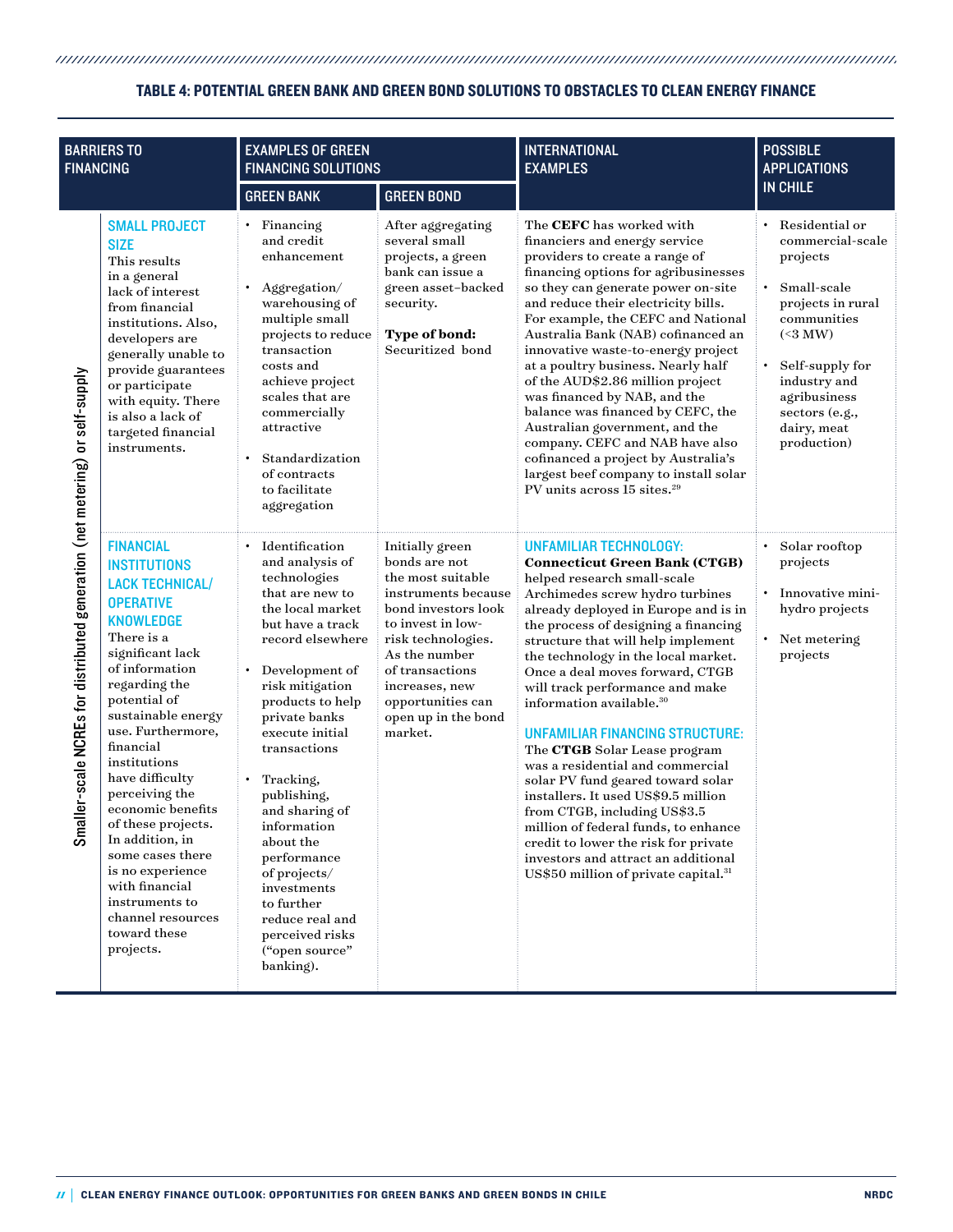### TABLE 4: POTENTIAL GREEN BANK AND GREEN BOND SOLUTIONS TO OBSTACLES TO CLEAN ENERGY FINANCE

| | BARRIERS TO FINANCING | EXAMPLES OF GREEN FINANCING SOLUTIONS | | INTERNATIONAL EXAMPLES | POSSIBLE APPLICATIONS IN CHILE |
|---|---|---|---|---|---|
| | | GREEN BANK | GREEN BOND | | |
| Smaller-scale NCREs for distributed generation (net metering) or self-supply | **SMALL PROJECT SIZE** This results in a general lack of interest from financial institutions. Also, developers are generally unable to provide guarantees or participate with equity. There is also a lack of targeted financial instruments. | • Financing and credit enhancement<br>• Aggregation/warehousing of multiple small projects to reduce transaction costs and achieve project scales that are commercially attractive<br>• Standardization of contracts to facilitate aggregation | After aggregating several small projects, a green bank can issue a green asset–backed security.<br><br>**Type of bond:** Securitized bond | The **CEFC** has worked with financiers and energy service providers to create a range of financing options for agribusinesses so they can generate power on-site and reduce their electricity bills. For example, the CEFC and National Australia Bank (NAB) cofinanced an innovative waste-to-energy project at a poultry business. Nearly half of the AUD$2.86 million project was financed by NAB, and the balance was financed by CEFC, the Australian government, and the company. CEFC and NAB have also cofinanced a project by Australia's largest beef company to install solar PV units across 15 sites.[29] | • Residential or commercial-scale projects<br>• Small-scale projects in rural communities (<3 MW)<br>• Self-supply for industry and agribusiness sectors (e.g., dairy, meat production) |
| | **FINANCIAL INSTITUTIONS LACK TECHNICAL/OPERATIVE KNOWLEDGE** There is a significant lack of information regarding the potential of sustainable energy use. Furthermore, financial institutions have difficulty perceiving the economic benefits of these projects. In addition, in some cases there is no experience with financial instruments to channel resources toward these projects. | • Identification and analysis of technologies that are new to the local market but have a track record elsewhere<br>• Development of risk mitigation products to help private banks execute initial transactions<br>• Tracking, publishing, and sharing of information about the performance of projects/investments to further reduce real and perceived risks ("open source" banking). | Initially green bonds are not the most suitable instruments because bond investors look to invest in low-risk technologies. As the number of transactions increases, new opportunities can open up in the bond market. | **UNFAMILIAR TECHNOLOGY:** **Connecticut Green Bank (CTGB)** helped research small-scale Archimedes screw hydro turbines already deployed in Europe and is in the process of designing a financing structure that will help implement the technology in the local market. Once a deal moves forward, CTGB will track performance and make information available.[30]<br><br>**UNFAMILIAR FINANCING STRUCTURE:** The **CTGB** Solar Lease program was a residential and commercial solar PV fund geared toward solar installers. It used US$9.5 million from CTGB, including US$3.5 million of federal funds, to enhance credit to lower the risk for private investors and attract an additional US$50 million of private capital.[31] | • Solar rooftop projects<br>• Innovative mini-hydro projects<br>• Net metering projects |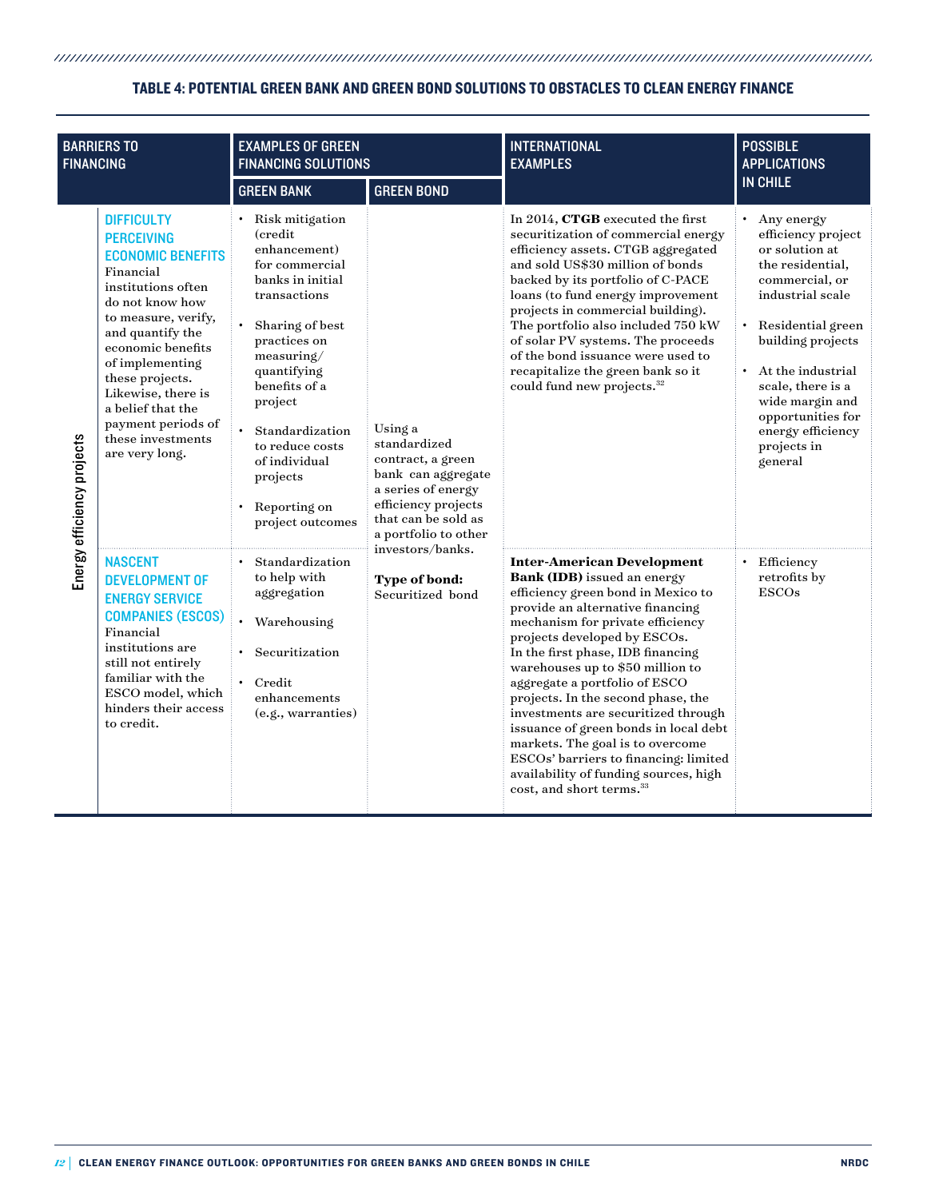### TABLE 4: POTENTIAL GREEN BANK AND GREEN BOND SOLUTIONS TO OBSTACLES TO CLEAN ENERGY FINANCE

| | BARRIERS TO FINANCING | EXAMPLES OF GREEN FINANCING SOLUTIONS | | INTERNATIONAL EXAMPLES | POSSIBLE APPLICATIONS IN CHILE |
|---|---|---|---|---|---|
| | | GREEN BANK | GREEN BOND | | |
| Energy efficiency projects | **DIFFICULTY PERCEIVING ECONOMIC BENEFITS** Financial institutions often do not know how to measure, verify, and quantify the economic benefits of implementing these projects. Likewise, there is a belief that the payment periods of these investments are very long. | • Risk mitigation (credit enhancement) for commercial banks in initial transactions<br>• Sharing of best practices on measuring/ quantifying benefits of a project<br>• Standardization to reduce costs of individual projects<br>• Reporting on project outcomes | Using a standardized contract, a green bank can aggregate a series of energy efficiency projects that can be sold as a portfolio to other investors/banks.<br><br>**Type of bond:** Securitized bond | In 2014, **CTGB** executed the first securitization of commercial energy efficiency assets. CTGB aggregated and sold US$30 million of bonds backed by its portfolio of C-PACE loans (to fund energy improvement projects in commercial building). The portfolio also included 750 kW of solar PV systems. The proceeds of the bond issuance were used to recapitalize the green bank so it could fund new projects.[32] | • Any energy efficiency project or solution at the residential, commercial, or industrial scale<br>• Residential green building projects<br>• At the industrial scale, there is a wide margin and opportunities for energy efficiency projects in general |
| Energy efficiency projects | **NASCENT DEVELOPMENT OF ENERGY SERVICE COMPANIES (ESCOS)** Financial institutions are still not entirely familiar with the ESCO model, which hinders their access to credit. | • Standardization to help with aggregation<br>• Warehousing<br>• Securitization<br>• Credit enhancements (e.g., warranties) | | **Inter-American Development Bank (IDB)** issued an energy efficiency green bond in Mexico to provide an alternative financing mechanism for private efficiency projects developed by ESCOs. In the first phase, IDB financing warehouses up to $50 million to aggregate a portfolio of ESCO projects. In the second phase, the investments are securitized through issuance of green bonds in local debt markets. The goal is to overcome ESCOs' barriers to financing: limited availability of funding sources, high cost, and short terms.[33] | • Efficiency retrofits by ESCOs |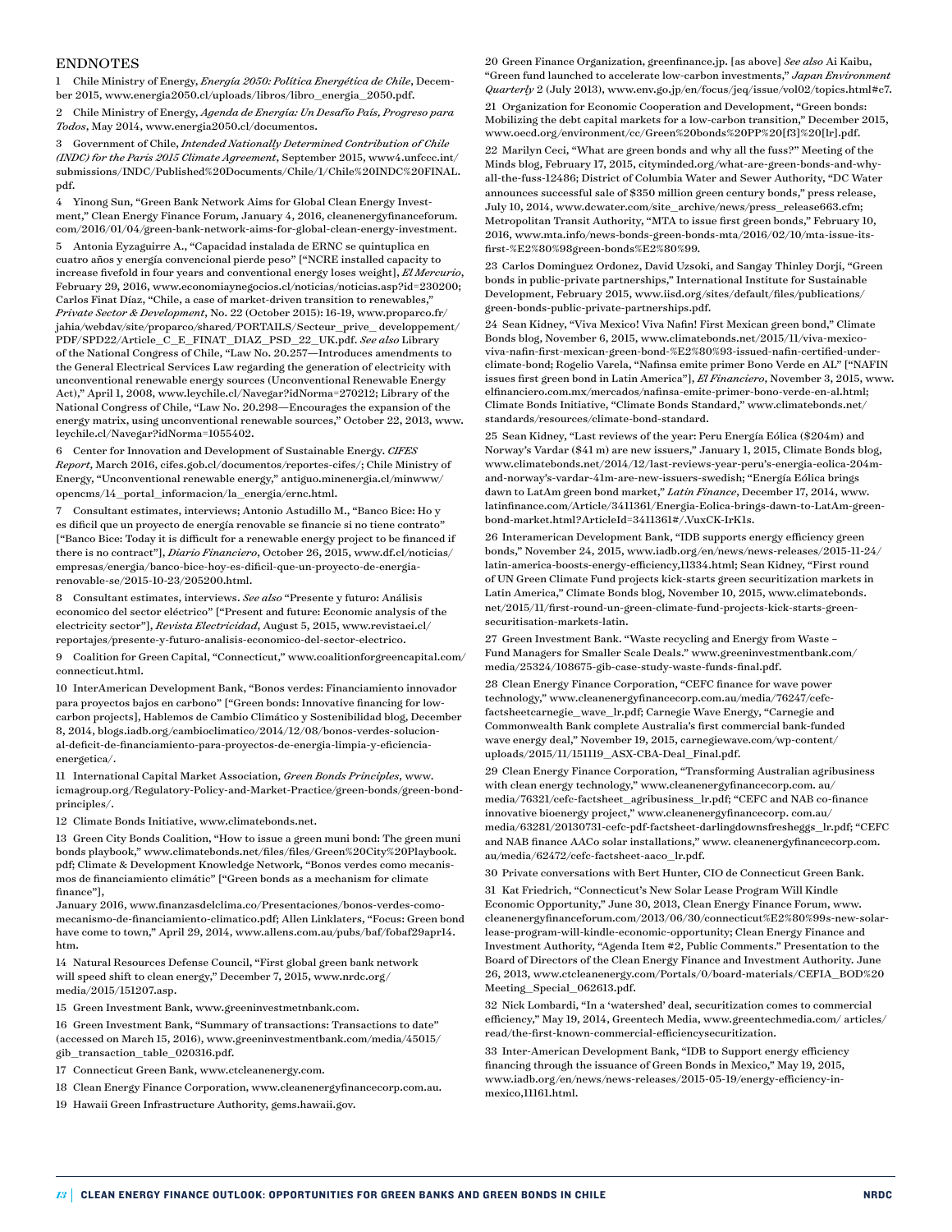## ENDNOTES

1 Chile Ministry of Energy, *Energía 2050: Política Energética de Chile*, December 2015, www.energia2050.cl/uploads/libros/libro_energia_2050.pdf.

2 Chile Ministry of Energy, *Agenda de Energía: Un Desafío País, Progreso para Todos*, May 2014, www.energia2050.cl/documentos.

3 Government of Chile, *Intended Nationally Determined Contribution of Chile (INDC) for the Paris 2015 Climate Agreement*, September 2015, www4.unfccc.int/submissions/INDC/Published%20Documents/Chile/1/Chile%20INDC%20FINAL.pdf.

4 Yinong Sun, "Green Bank Network Aims for Global Clean Energy Investment," Clean Energy Finance Forum, January 4, 2016, cleanenergyfinanceforum.com/2016/01/04/green-bank-network-aims-for-global-clean-energy-investment.

5 Antonia Eyzaguirre A., "Capacidad instalada de ERNC se quintuplica en cuatro años y energía convencional pierde peso" ["NCRE installed capacity to increase fivefold in four years and conventional energy loses weight], *El Mercurio*, February 29, 2016, www.economiaynegocios.cl/noticias/noticias.asp?id=230200; Carlos Finat Díaz, "Chile, a case of market-driven transition to renewables," *Private Sector & Development*, No. 22 (October 2015): 16-19, www.proparco.fr/jahia/webdav/site/proparco/shared/PORTAILS/Secteur_prive_ developpement/PDF/SPD22/Article_C_E_FINAT_DIAZ_PSD_22_UK.pdf. *See also* Library of the National Congress of Chile, "Law No. 20.257—Introduces amendments to the General Electrical Services Law regarding the generation of electricity with unconventional renewable energy sources (Unconventional Renewable Energy Act)," April 1, 2008, www.leychile.cl/Navegar?idNorma=270212; Library of the National Congress of Chile, "Law No. 20.298—Encourages the expansion of the energy matrix, using unconventional renewable sources," October 22, 2013, www.leychile.cl/Navegar?idNorma=1055402.

6 Center for Innovation and Development of Sustainable Energy. *CIFES Report*, March 2016, cifes.gob.cl/documentos/reportes-cifes/; Chile Ministry of Energy, "Unconventional renewable energy," antiguo.minenergia.cl/minwww/opencms/14_portal_informacion/la_energia/ernc.html.

7 Consultant estimates, interviews; Antonio Astudillo M., "Banco Bice: Ho y es difícil que un proyecto de energía renovable se financie si no tiene contrato" ["Banco Bice: Today it is difficult for a renewable energy project to be financed if there is no contract"], *Diario Financiero*, October 26, 2015, www.df.cl/noticias/empresas/energia/banco-bice-hoy-es-dificil-que-un-proyecto-de-energia-renovable-se/2015-10-23/205200.html.

8 Consultant estimates, interviews. *See also* "Presente y futuro: Análisis economico del sector eléctrico" ["Present and future: Economic analysis of the electricity sector"], *Revista Electricidad*, August 5, 2015, www.revistaei.cl/reportajes/presente-y-futuro-analisis-economico-del-sector-electrico.

9 Coalition for Green Capital, "Connecticut," www.coalitionforgreencapital.com/connecticut.html.

10 InterAmerican Development Bank, "Bonos verdes: Financiamiento innovador para proyectos bajos en carbono" ["Green bonds: Innovative financing for low-carbon projects], Hablemos de Cambio Climático y Sostenibilidad blog, December 8, 2014, blogs.iadb.org/cambioclimatico/2014/12/08/bonos-verdes-solucion-al-deficit-de-financiamiento-para-proyectos-de-energia-limpia-y-eficiencia-energetica/.

11 International Capital Market Association, *Green Bonds Principles*, www.icmagroup.org/Regulatory-Policy-and-Market-Practice/green-bonds/green-bond-principles/.

12 Climate Bonds Initiative, www.climatebonds.net.

13 Green City Bonds Coalition, "How to issue a green muni bond: The green muni bonds playbook," www.climatebonds.net/files/files/Green%20City%20Playbook.pdf; Climate & Development Knowledge Network, "Bonos verdes como mecanismos de financiamiento climátic" ["Green bonds as a mechanism for climate finance"], January 2016, www.finanzasdelclima.co/Presentaciones/bonos-verdes-como-mecanismo-de-financiamiento-climatico.pdf; Allen Linklaters, "Focus: Green bond have come to town," April 29, 2014, www.allens.com.au/pubs/baf/fobaf29apr14.htm.

14 Natural Resources Defense Council, "First global green bank network will speed shift to clean energy," December 7, 2015, www.nrdc.org/media/2015/151207.asp.

15 Green Investment Bank, www.greeninvestmetnbank.com.

16 Green Investment Bank, "Summary of transactions: Transactions to date" (accessed on March 15, 2016), www.greeninvestmentbank.com/media/45015/gib_transaction_table_020316.pdf.

17 Connecticut Green Bank, www.ctcleanenergy.com.

18 Clean Energy Finance Corporation, www.cleanenergyfinancecorp.com.au.

19 Hawaii Green Infrastructure Authority, gems.hawaii.gov.

20 Green Finance Organization, greenfinance.jp. [as above] *See also* Ai Kaibu, "Green fund launched to accelerate low-carbon investments," *Japan Environment Quarterly* 2 (July 2013), www.env.go.jp/en/focus/jeq/issue/vol02/topics.html#c7.

21 Organization for Economic Cooperation and Development, "Green bonds: Mobilizing the debt capital markets for a low-carbon transition," December 2015, www.oecd.org/environment/cc/Green%20bonds%20PP%20[f3]%20[lr].pdf.

22 Marilyn Ceci, "What are green bonds and why all the fuss?" Meeting of the Minds blog, February 17, 2015, cityminded.org/what-are-green-bonds-and-why-all-the-fuss-12486; District of Columbia Water and Sewer Authority, "DC Water announces successful sale of $350 million green century bonds," press release, July 10, 2014, www.dcwater.com/site_archive/news/press_release663.cfm; Metropolitan Transit Authority, "MTA to issue first green bonds," February 10, 2016, www.mta.info/news-bonds-green-bonds-mta/2016/02/10/mta-issue-its-first-%E2%80%98green-bonds%E2%80%99.

23 Carlos Dominguez Ordonez, David Uzsoki, and Sangay Thinley Dorji, "Green bonds in public-private partnerships," International Institute for Sustainable Development, February 2015, www.iisd.org/sites/default/files/publications/green-bonds-public-private-partnerships.pdf.

24 Sean Kidney, "Viva Mexico! Viva Nafin! First Mexican green bond," Climate Bonds blog, November 6, 2015, www.climatebonds.net/2015/11/viva-mexico-viva-nafin-first-mexican-green-bond-%E2%80%93-issued-nafin-certified-under-climate-bond; Rogelio Varela, "Nafinsa emite primer Bono Verde en AL" ["NAFIN issues first green bond in Latin America"], *El Financiero*, November 3, 2015, www.elfinanciero.com.mx/mercados/nafinsa-emite-primer-bono-verde-en-al.html; Climate Bonds Initiative, "Climate Bonds Standard," www.climatebonds.net/standards/resources/climate-bond-standard.

25 Sean Kidney, "Last reviews of the year: Peru Energía Eólica ($204m) and Norway's Vardar ($41 m) are new issuers," January 1, 2015, Climate Bonds blog, www.climatebonds.net/2014/12/last-reviews-year-peru's-energia-eolica-204m-and-norway's-vardar-41m-are-new-issuers-swedish; "Energía Eólica brings dawn to LatAm green bond market," *Latin Finance*, December 17, 2014, www.latinfinance.com/Article/3411361/Energia-Eolica-brings-dawn-to-LatAm-green-bond-market.html?ArticleId=3411361#/.VuxCK-IrK1s.

26 Interamerican Development Bank, "IDB supports energy efficiency green bonds," November 24, 2015, www.iadb.org/en/news/news-releases/2015-11-24/latin-america-boosts-energy-efficiency,11334.html; Sean Kidney, "First round of UN Green Climate Fund projects kick-starts green securitization markets in Latin America," Climate Bonds blog, November 10, 2015, www.climatebonds.net/2015/11/first-round-un-green-climate-fund-projects-kick-starts-green-securitisation-markets-latin.

27 Green Investment Bank. "Waste recycling and Energy from Waste – Fund Managers for Smaller Scale Deals." www.greeninvestmentbank.com/media/25324/108675-gib-case-study-waste-funds-final.pdf.

28 Clean Energy Finance Corporation, "CEFC finance for wave power technology," www.cleanenergyfinancecorp.com.au/media/76247/cefc-factsheetcarnegie_wave_lr.pdf; Carnegie Wave Energy, "Carnegie and Commonwealth Bank complete Australia's first commercial bank-funded wave energy deal," November 19, 2015, carnegiewave.com/wp-content/uploads/2015/11/151119_ASX-CBA-Deal_Final.pdf.

29 Clean Energy Finance Corporation, "Transforming Australian agribusiness with clean energy technology," www.cleanenergyfinancecorp.com.au/media/76321/cefc-factsheet_agribusiness_lr.pdf; "CEFC and NAB co-finance innovative bioenergy project," www.cleanenergyfinancecorp.com.au/media/63281/20130731-cefc-pdf-factsheet-darlingdownsfresheggs_lr.pdf; "CEFC and NAB finance AACo solar installations," www.cleanenergyfinancecorp.com.au/media/62472/cefc-factsheet-aaco_lr.pdf.

30 Private conversations with Bert Hunter, CIO de Connecticut Green Bank.

31 Kat Friedrich, "Connecticut's New Solar Lease Program Will Kindle Economic Opportunity," June 30, 2013, Clean Energy Finance Forum, www.cleanenergyfinanceforum.com/2013/06/30/connecticut%E2%80%99s-new-solar-lease-program-will-kindle-economic-opportunity; Clean Energy Finance and Investment Authority, "Agenda Item #2, Public Comments." Presentation to the Board of Directors of the Clean Energy Finance and Investment Authority. June 26, 2013, www.ctcleanenergy.com/Portals/0/board-materials/CEFIA_BOD%20Meeting_Special_062613.pdf.

32 Nick Lombardi, "In a 'watershed' deal, securitization comes to commercial efficiency," May 19, 2014, Greentech Media, www.greentechmedia.com/articles/read/the-first-known-commercial-efficiencysecuritization.

33 Inter-American Development Bank, "IDB to Support energy efficiency financing through the issuance of Green Bonds in Mexico," May 19, 2015, www.iadb.org/en/news/news-releases/2015-05-19/energy-efficiency-in-mexico,11161.html.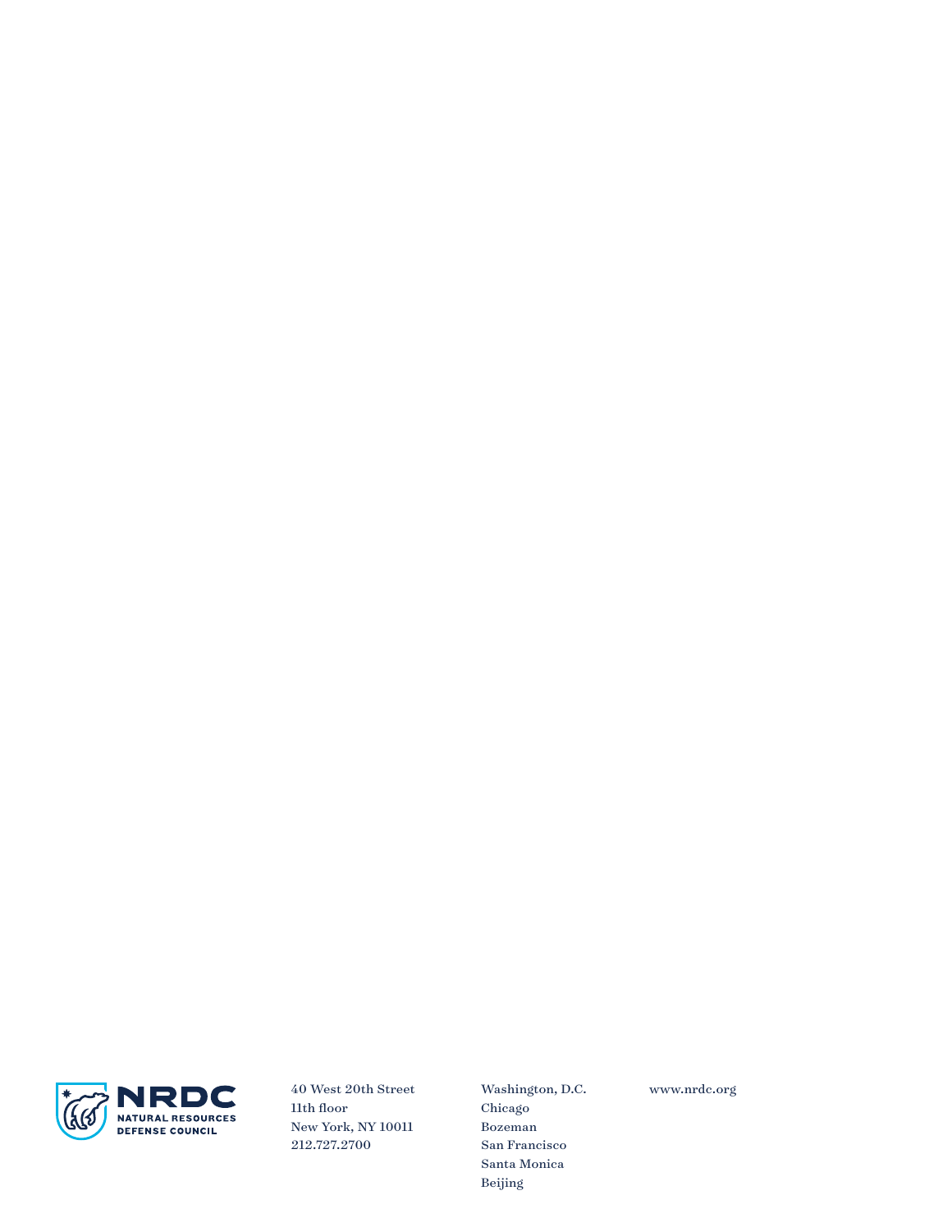NRDC
NATURAL RESOURCES
DEFENSE COUNCIL

40 West 20th Street
11th floor
New York, NY 10011
212.727.2700

Washington, D.C.
Chicago
Bozeman
San Francisco
Santa Monica
Beijing

www.nrdc.org